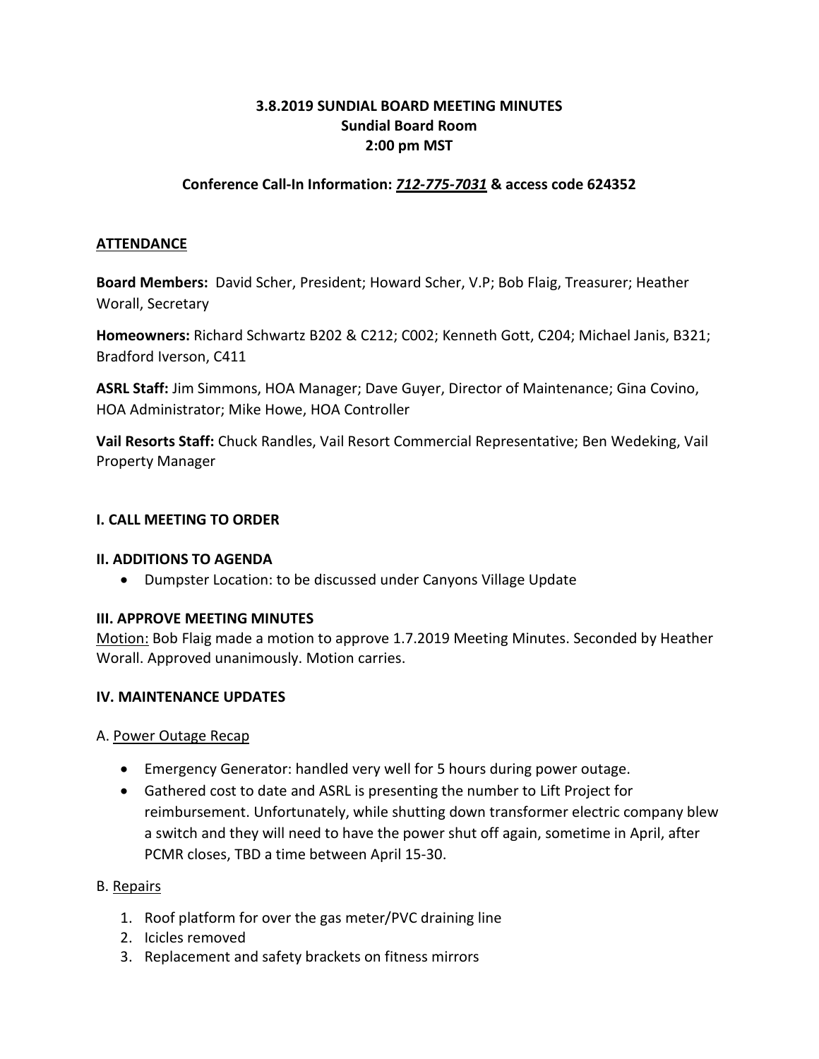# 3.8.2019 SUNDIAL BOARD MEETING MINUTES
## Sundial Board Room
## 2:00 pm MST

**Conference Call-In Information: _712-775-7031_ & access code 624352**

## ATTENDANCE

**Board Members:** David Scher, President; Howard Scher, V.P; Bob Flaig, Treasurer; Heather Worall, Secretary

**Homeowners:** Richard Schwartz B202 & C212; C002; Kenneth Gott, C204; Michael Janis, B321; Bradford Iverson, C411

**ASRL Staff:** Jim Simmons, HOA Manager; Dave Guyer, Director of Maintenance; Gina Covino, HOA Administrator; Mike Howe, HOA Controller

**Vail Resorts Staff:** Chuck Randles, Vail Resort Commercial Representative; Ben Wedeking, Vail Property Manager

### I. CALL MEETING TO ORDER

### II. ADDITIONS TO AGENDA

- Dumpster Location: to be discussed under Canyons Village Update

### III. APPROVE MEETING MINUTES

Motion: Bob Flaig made a motion to approve 1.7.2019 Meeting Minutes. Seconded by Heather Worall. Approved unanimously. Motion carries.

### IV. MAINTENANCE UPDATES

A. Power Outage Recap

- Emergency Generator: handled very well for 5 hours during power outage.
- Gathered cost to date and ASRL is presenting the number to Lift Project for reimbursement. Unfortunately, while shutting down transformer electric company blew a switch and they will need to have the power shut off again, sometime in April, after PCMR closes, TBD a time between April 15-30.

B. Repairs

1. Roof platform for over the gas meter/PVC draining line
2. Icicles removed
3. Replacement and safety brackets on fitness mirrors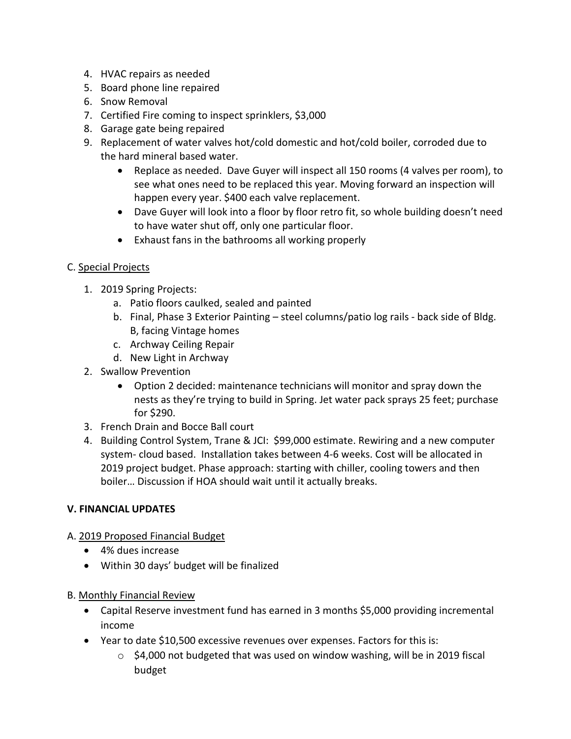4. HVAC repairs as needed
5. Board phone line repaired
6. Snow Removal
7. Certified Fire coming to inspect sprinklers, $3,000
8. Garage gate being repaired
9. Replacement of water valves hot/cold domestic and hot/cold boiler, corroded due to the hard mineral based water.
    - Replace as needed. Dave Guyer will inspect all 150 rooms (4 valves per room), to see what ones need to be replaced this year. Moving forward an inspection will happen every year. $400 each valve replacement.
    - Dave Guyer will look into a floor by floor retro fit, so whole building doesn't need to have water shut off, only one particular floor.
    - Exhaust fans in the bathrooms all working properly

C. <u>Special Projects</u>

1. 2019 Spring Projects:
    a. Patio floors caulked, sealed and painted
    b. Final, Phase 3 Exterior Painting – steel columns/patio log rails - back side of Bldg. B, facing Vintage homes
    c. Archway Ceiling Repair
    d. New Light in Archway
2. Swallow Prevention
    - Option 2 decided: maintenance technicians will monitor and spray down the nests as they're trying to build in Spring. Jet water pack sprays 25 feet; purchase for $290.
3. French Drain and Bocce Ball court
4. Building Control System, Trane & JCI: $99,000 estimate. Rewiring and a new computer system- cloud based. Installation takes between 4-6 weeks. Cost will be allocated in 2019 project budget. Phase approach: starting with chiller, cooling towers and then boiler… Discussion if HOA should wait until it actually breaks.

**V. FINANCIAL UPDATES**

A. <u>2019 Proposed Financial Budget</u>

- 4% dues increase
- Within 30 days' budget will be finalized

B. <u>Monthly Financial Review</u>

- Capital Reserve investment fund has earned in 3 months $5,000 providing incremental income
- Year to date $10,500 excessive revenues over expenses. Factors for this is:
    - $4,000 not budgeted that was used on window washing, will be in 2019 fiscal budget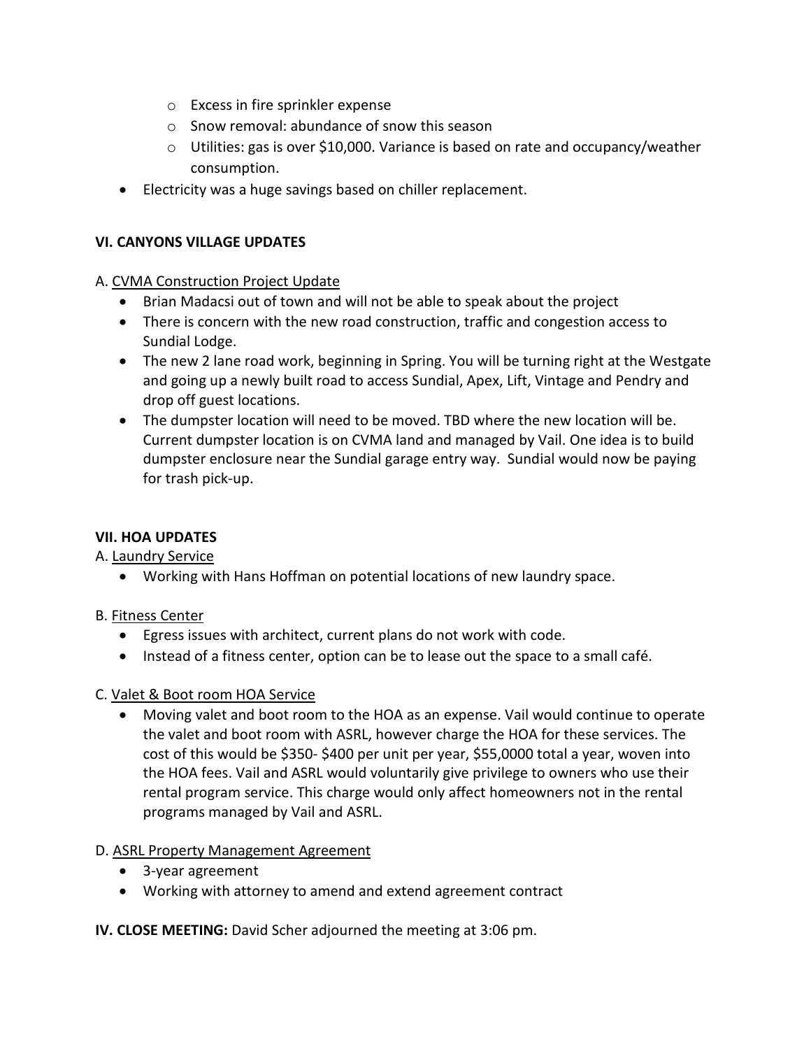- Excess in fire sprinkler expense
  - Snow removal: abundance of snow this season
  - Utilities: gas is over $10,000. Variance is based on rate and occupancy/weather consumption.
- Electricity was a huge savings based on chiller replacement.

**VI. CANYONS VILLAGE UPDATES**

A. <u>CVMA Construction Project Update</u>

- Brian Madacsi out of town and will not be able to speak about the project
- There is concern with the new road construction, traffic and congestion access to Sundial Lodge.
- The new 2 lane road work, beginning in Spring. You will be turning right at the Westgate and going up a newly built road to access Sundial, Apex, Lift, Vintage and Pendry and drop off guest locations.
- The dumpster location will need to be moved. TBD where the new location will be. Current dumpster location is on CVMA land and managed by Vail. One idea is to build dumpster enclosure near the Sundial garage entry way. Sundial would now be paying for trash pick-up.

**VII. HOA UPDATES**

A. <u>Laundry Service</u>

- Working with Hans Hoffman on potential locations of new laundry space.

B. <u>Fitness Center</u>

- Egress issues with architect, current plans do not work with code.
- Instead of a fitness center, option can be to lease out the space to a small café.

C. <u>Valet & Boot room HOA Service</u>

- Moving valet and boot room to the HOA as an expense. Vail would continue to operate the valet and boot room with ASRL, however charge the HOA for these services. The cost of this would be $350- $400 per unit per year, $55,0000 total a year, woven into the HOA fees. Vail and ASRL would voluntarily give privilege to owners who use their rental program service. This charge would only affect homeowners not in the rental programs managed by Vail and ASRL.

D. <u>ASRL Property Management Agreement</u>

- 3-year agreement
- Working with attorney to amend and extend agreement contract

**IV. CLOSE MEETING:** David Scher adjourned the meeting at 3:06 pm.